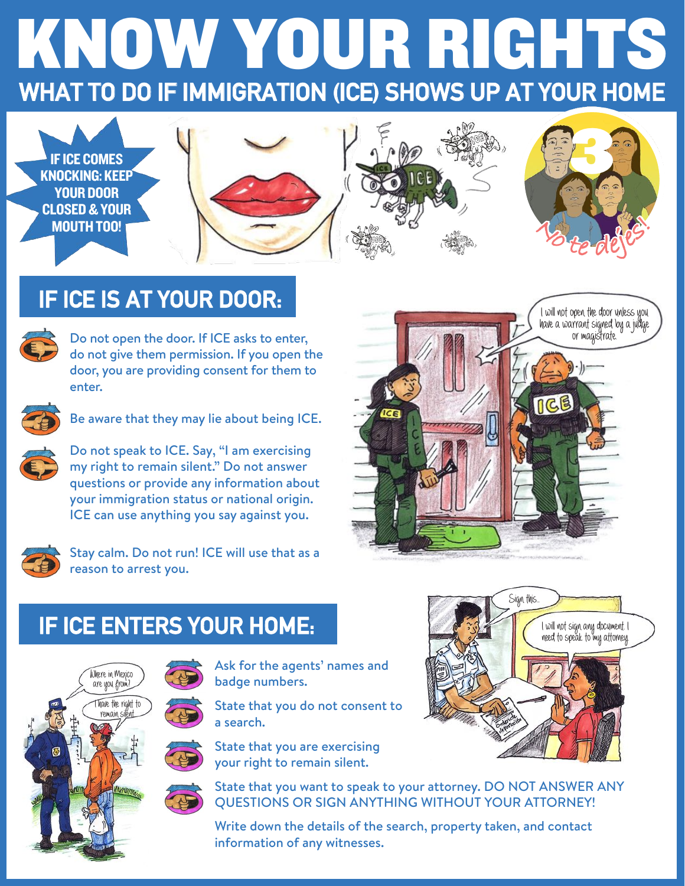# KNOW YOUR RIGHTS

## WHAT TO DO IF IMMIGRATION (ICE) SHOWS UP AT YOUR HOME

**IF ICE COMES KNOCKING: KEEP YOUR DOOR CLOSED & YOUR MOUTH TOO!**

## IF ICE IS AT YOUR DOOR:

- Do not open the door. If ICE asks to enter, do not give them permission. If you open the door, you are providing consent for them to enter.
- Be aware that they may lie about being ICE.
- Do not speak to ICE. Say, "I am exercising my right to remain silent." Do not answer questions or provide any information about your immigration status or national origin. ICE can use anything you say against you.
- Stay calm. Do not run! ICE will use that as a reason to arrest you.

## IF ICE ENTERS YOUR HOME:

- Ask for the agents' names and badge numbers.
- State that you do not consent to a search.
- State that you are exercising your right to remain silent.
- State that you want to speak to your attorney. DO NOT ANSWER ANY QUESTIONS OR SIGN ANYTHING WITHOUT YOUR ATTORNEY!

Write down the details of the search, property taken, and contact information of any witnesses.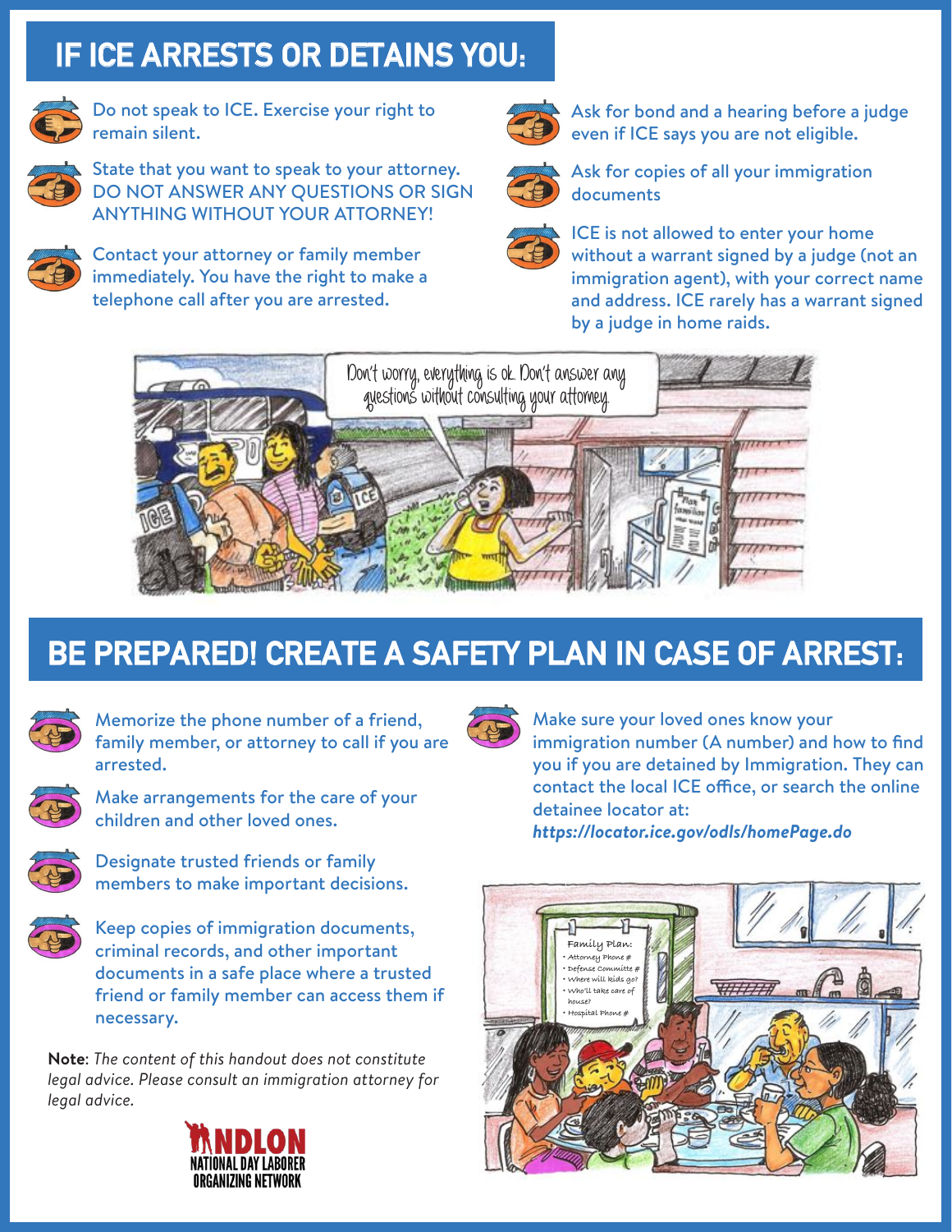## IF ICE ARRESTS OR DETAINS YOU:

- Do not speak to ICE. Exercise your right to remain silent.
- State that you want to speak to your attorney. DO NOT ANSWER ANY QUESTIONS OR SIGN ANYTHING WITHOUT YOUR ATTORNEY!
- Contact your attorney or family member immediately. You have the right to make a telephone call after you are arrested.
- Ask for bond and a hearing before a judge even if ICE says you are not eligible.
- Ask for copies of all your immigration documents
- ICE is not allowed to enter your home without a warrant signed by a judge (not an immigration agent), with your correct name and address. ICE rarely has a warrant signed by a judge in home raids.

## BE PREPARED! CREATE A SAFETY PLAN IN CASE OF ARREST:

- Memorize the phone number of a friend, family member, or attorney to call if you are arrested.
- Make arrangements for the care of your children and other loved ones.
- Designate trusted friends or family members to make important decisions.
- Keep copies of immigration documents, criminal records, and other important documents in a safe place where a trusted friend or family member can access them if necessary.
- Make sure your loved ones know your immigration number (A number) and how to find you if you are detained by Immigration. They can contact the local ICE office, or search the online detainee locator at: ***https://locator.ice.gov/odls/homePage.do***

**Note**: *The content of this handout does not constitute legal advice. Please consult an immigration attorney for legal advice.*

NDLON
NATIONAL DAY LABORER ORGANIZING NETWORK